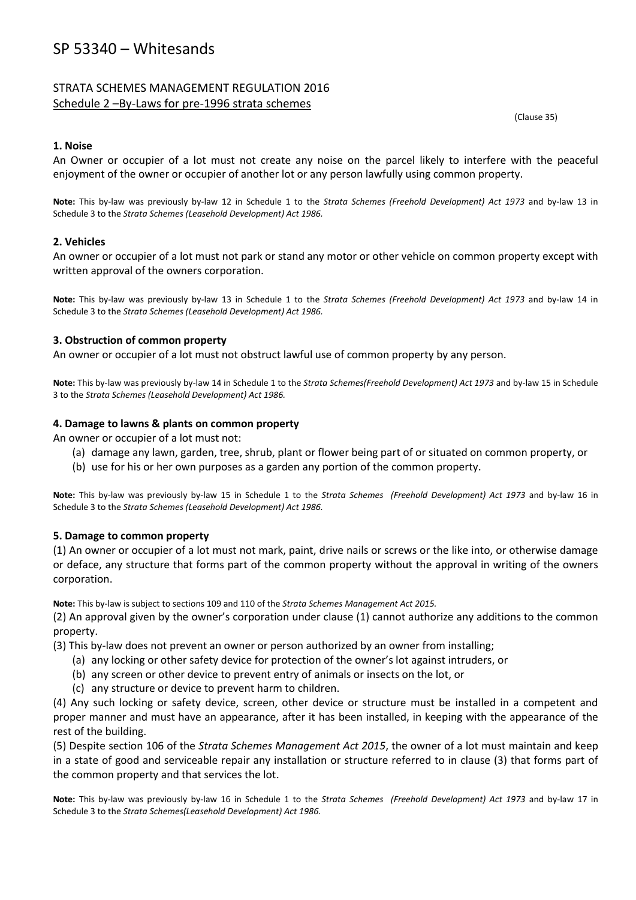# SP 53340 – Whitesands

## STRATA SCHEMES MANAGEMENT REGULATION 2016
Schedule 2 –By-Laws for pre-1996 strata schemes

(Clause 35)

### 1. Noise

An Owner or occupier of a lot must not create any noise on the parcel likely to interfere with the peaceful enjoyment of the owner or occupier of another lot or any person lawfully using common property.

**Note:** This by-law was previously by-law 12 in Schedule 1 to the *Strata Schemes (Freehold Development) Act 1973* and by-law 13 in Schedule 3 to the *Strata Schemes (Leasehold Development) Act 1986.*

### 2. Vehicles

An owner or occupier of a lot must not park or stand any motor or other vehicle on common property except with written approval of the owners corporation.

**Note:** This by-law was previously by-law 13 in Schedule 1 to the *Strata Schemes (Freehold Development) Act 1973* and by-law 14 in Schedule 3 to the *Strata Schemes (Leasehold Development) Act 1986.*

### 3. Obstruction of common property

An owner or occupier of a lot must not obstruct lawful use of common property by any person.

**Note:** This by-law was previously by-law 14 in Schedule 1 to the *Strata Schemes(Freehold Development) Act 1973* and by-law 15 in Schedule 3 to the *Strata Schemes (Leasehold Development) Act 1986.*

### 4. Damage to lawns & plants on common property

An owner or occupier of a lot must not:

(a) damage any lawn, garden, tree, shrub, plant or flower being part of or situated on common property, or
(b) use for his or her own purposes as a garden any portion of the common property.

**Note:** This by-law was previously by-law 15 in Schedule 1 to the *Strata Schemes (Freehold Development) Act 1973* and by-law 16 in Schedule 3 to the *Strata Schemes (Leasehold Development) Act 1986.*

### 5. Damage to common property

(1) An owner or occupier of a lot must not mark, paint, drive nails or screws or the like into, or otherwise damage or deface, any structure that forms part of the common property without the approval in writing of the owners corporation.

**Note:** This by-law is subject to sections 109 and 110 of the *Strata Schemes Management Act 2015.*

(2) An approval given by the owner's corporation under clause (1) cannot authorize any additions to the common property.

(3) This by-law does not prevent an owner or person authorized by an owner from installing;

(a) any locking or other safety device for protection of the owner's lot against intruders, or
(b) any screen or other device to prevent entry of animals or insects on the lot, or
(c) any structure or device to prevent harm to children.

(4) Any such locking or safety device, screen, other device or structure must be installed in a competent and proper manner and must have an appearance, after it has been installed, in keeping with the appearance of the rest of the building.

(5) Despite section 106 of the *Strata Schemes Management Act 2015*, the owner of a lot must maintain and keep in a state of good and serviceable repair any installation or structure referred to in clause (3) that forms part of the common property and that services the lot.

**Note:** This by-law was previously by-law 16 in Schedule 1 to the *Strata Schemes (Freehold Development) Act 1973* and by-law 17 in Schedule 3 to the *Strata Schemes(Leasehold Development) Act 1986.*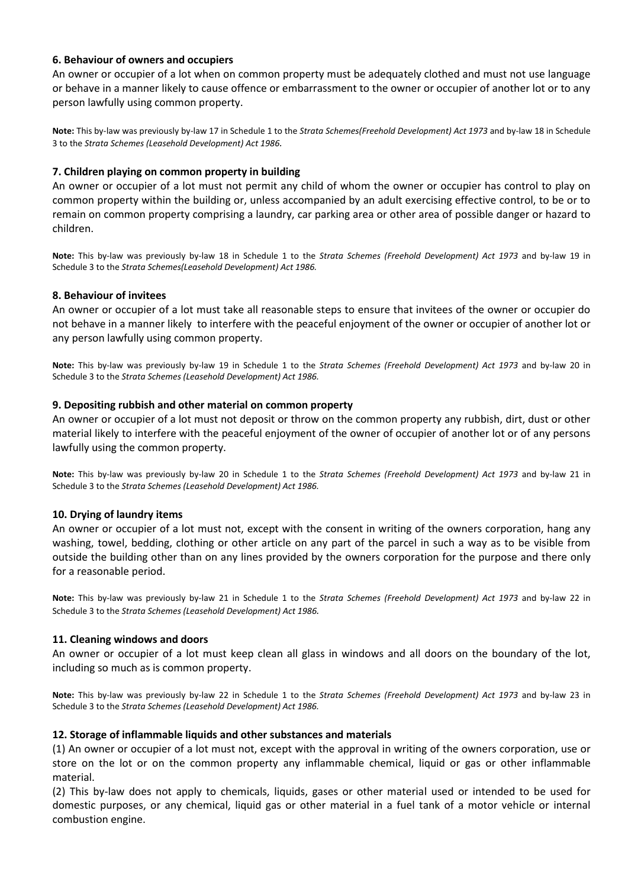**6. Behaviour of owners and occupiers**

An owner or occupier of a lot when on common property must be adequately clothed and must not use language or behave in a manner likely to cause offence or embarrassment to the owner or occupier of another lot or to any person lawfully using common property.

**Note:** This by-law was previously by-law 17 in Schedule 1 to the *Strata Schemes(Freehold Development) Act 1973* and by-law 18 in Schedule 3 to the *Strata Schemes (Leasehold Development) Act 1986.*

**7. Children playing on common property in building**

An owner or occupier of a lot must not permit any child of whom the owner or occupier has control to play on common property within the building or, unless accompanied by an adult exercising effective control, to be or to remain on common property comprising a laundry, car parking area or other area of possible danger or hazard to children.

**Note:** This by-law was previously by-law 18 in Schedule 1 to the *Strata Schemes (Freehold Development) Act 1973* and by-law 19 in Schedule 3 to the *Strata Schemes(Leasehold Development) Act 1986.*

**8. Behaviour of invitees**

An owner or occupier of a lot must take all reasonable steps to ensure that invitees of the owner or occupier do not behave in a manner likely to interfere with the peaceful enjoyment of the owner or occupier of another lot or any person lawfully using common property.

**Note:** This by-law was previously by-law 19 in Schedule 1 to the *Strata Schemes (Freehold Development) Act 1973* and by-law 20 in Schedule 3 to the *Strata Schemes (Leasehold Development) Act 1986.*

**9. Depositing rubbish and other material on common property**

An owner or occupier of a lot must not deposit or throw on the common property any rubbish, dirt, dust or other material likely to interfere with the peaceful enjoyment of the owner of occupier of another lot or of any persons lawfully using the common property.

**Note:** This by-law was previously by-law 20 in Schedule 1 to the *Strata Schemes (Freehold Development) Act 1973* and by-law 21 in Schedule 3 to the *Strata Schemes (Leasehold Development) Act 1986.*

**10. Drying of laundry items**

An owner or occupier of a lot must not, except with the consent in writing of the owners corporation, hang any washing, towel, bedding, clothing or other article on any part of the parcel in such a way as to be visible from outside the building other than on any lines provided by the owners corporation for the purpose and there only for a reasonable period.

**Note:** This by-law was previously by-law 21 in Schedule 1 to the *Strata Schemes (Freehold Development) Act 1973* and by-law 22 in Schedule 3 to the *Strata Schemes (Leasehold Development) Act 1986.*

**11. Cleaning windows and doors**

An owner or occupier of a lot must keep clean all glass in windows and all doors on the boundary of the lot, including so much as is common property.

**Note:** This by-law was previously by-law 22 in Schedule 1 to the *Strata Schemes (Freehold Development) Act 1973* and by-law 23 in Schedule 3 to the *Strata Schemes (Leasehold Development) Act 1986.*

**12. Storage of inflammable liquids and other substances and materials**

(1) An owner or occupier of a lot must not, except with the approval in writing of the owners corporation, use or store on the lot or on the common property any inflammable chemical, liquid or gas or other inflammable material.

(2) This by-law does not apply to chemicals, liquids, gases or other material used or intended to be used for domestic purposes, or any chemical, liquid gas or other material in a fuel tank of a motor vehicle or internal combustion engine.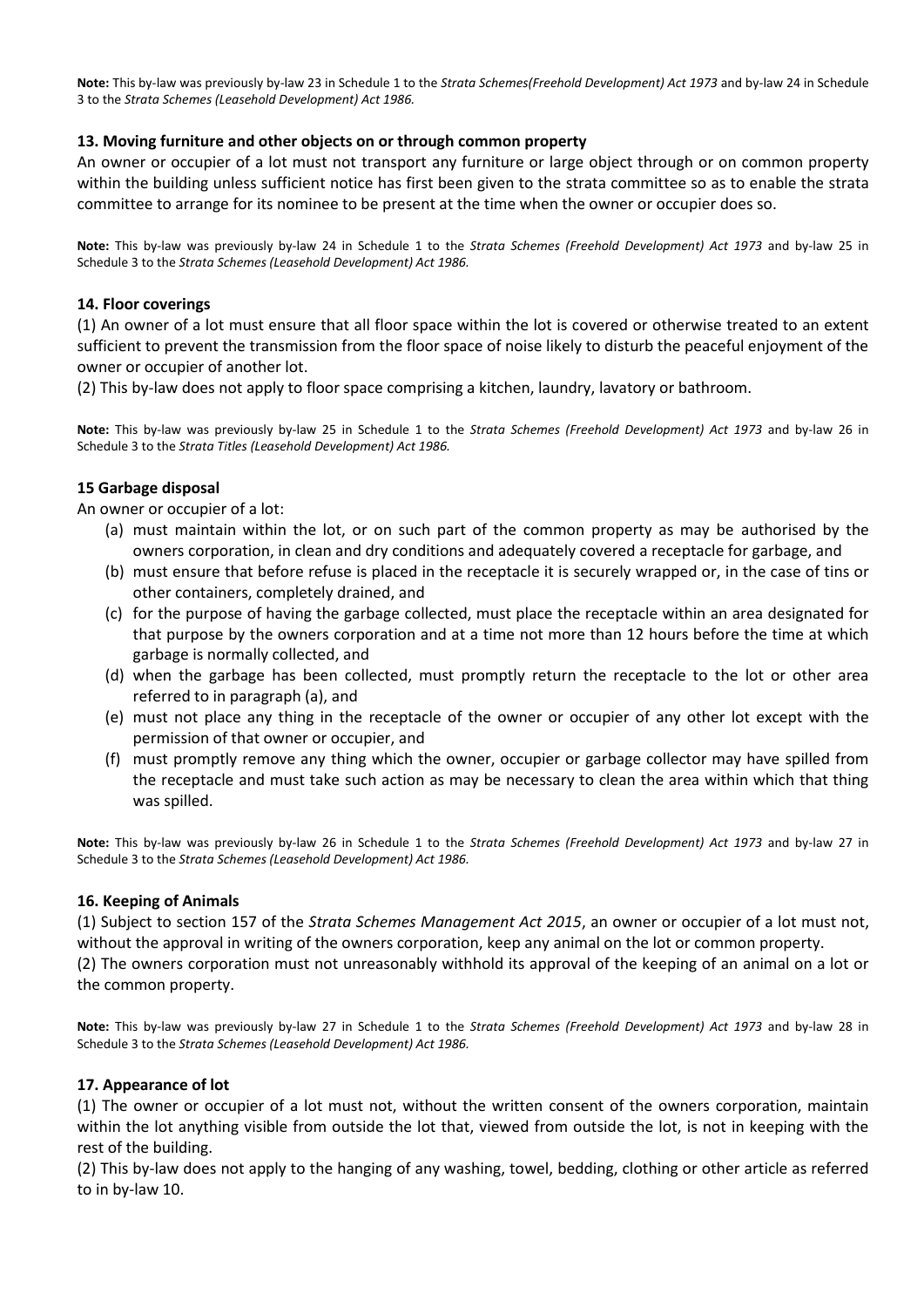**Note:** This by-law was previously by-law 23 in Schedule 1 to the *Strata Schemes(Freehold Development) Act 1973* and by-law 24 in Schedule 3 to the *Strata Schemes (Leasehold Development) Act 1986.*

### 13. Moving furniture and other objects on or through common property

An owner or occupier of a lot must not transport any furniture or large object through or on common property within the building unless sufficient notice has first been given to the strata committee so as to enable the strata committee to arrange for its nominee to be present at the time when the owner or occupier does so.

**Note:** This by-law was previously by-law 24 in Schedule 1 to the *Strata Schemes (Freehold Development) Act 1973* and by-law 25 in Schedule 3 to the *Strata Schemes (Leasehold Development) Act 1986.*

### 14. Floor coverings

(1) An owner of a lot must ensure that all floor space within the lot is covered or otherwise treated to an extent sufficient to prevent the transmission from the floor space of noise likely to disturb the peaceful enjoyment of the owner or occupier of another lot.

(2) This by-law does not apply to floor space comprising a kitchen, laundry, lavatory or bathroom.

**Note:** This by-law was previously by-law 25 in Schedule 1 to the *Strata Schemes (Freehold Development) Act 1973* and by-law 26 in Schedule 3 to the *Strata Titles (Leasehold Development) Act 1986.*

### 15 Garbage disposal

An owner or occupier of a lot:

(a) must maintain within the lot, or on such part of the common property as may be authorised by the owners corporation, in clean and dry conditions and adequately covered a receptacle for garbage, and

(b) must ensure that before refuse is placed in the receptacle it is securely wrapped or, in the case of tins or other containers, completely drained, and

(c) for the purpose of having the garbage collected, must place the receptacle within an area designated for that purpose by the owners corporation and at a time not more than 12 hours before the time at which garbage is normally collected, and

(d) when the garbage has been collected, must promptly return the receptacle to the lot or other area referred to in paragraph (a), and

(e) must not place any thing in the receptacle of the owner or occupier of any other lot except with the permission of that owner or occupier, and

(f) must promptly remove any thing which the owner, occupier or garbage collector may have spilled from the receptacle and must take such action as may be necessary to clean the area within which that thing was spilled.

**Note:** This by-law was previously by-law 26 in Schedule 1 to the *Strata Schemes (Freehold Development) Act 1973* and by-law 27 in Schedule 3 to the *Strata Schemes (Leasehold Development) Act 1986.*

### 16. Keeping of Animals

(1) Subject to section 157 of the *Strata Schemes Management Act 2015*, an owner or occupier of a lot must not, without the approval in writing of the owners corporation, keep any animal on the lot or common property.

(2) The owners corporation must not unreasonably withhold its approval of the keeping of an animal on a lot or the common property.

**Note:** This by-law was previously by-law 27 in Schedule 1 to the *Strata Schemes (Freehold Development) Act 1973* and by-law 28 in Schedule 3 to the *Strata Schemes (Leasehold Development) Act 1986.*

### 17. Appearance of lot

(1) The owner or occupier of a lot must not, without the written consent of the owners corporation, maintain within the lot anything visible from outside the lot that, viewed from outside the lot, is not in keeping with the rest of the building.

(2) This by-law does not apply to the hanging of any washing, towel, bedding, clothing or other article as referred to in by-law 10.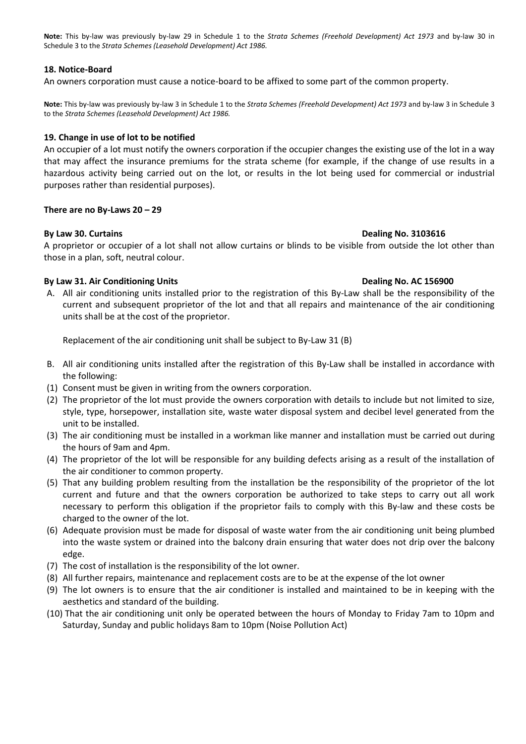**Note:** This by-law was previously by-law 29 in Schedule 1 to the *Strata Schemes (Freehold Development) Act 1973* and by-law 30 in Schedule 3 to the *Strata Schemes (Leasehold Development) Act 1986.*

### 18. Notice-Board

An owners corporation must cause a notice-board to be affixed to some part of the common property.

**Note:** This by-law was previously by-law 3 in Schedule 1 to the *Strata Schemes (Freehold Development) Act 1973* and by-law 3 in Schedule 3 to the *Strata Schemes (Leasehold Development) Act 1986.*

### 19. Change in use of lot to be notified

An occupier of a lot must notify the owners corporation if the occupier changes the existing use of the lot in a way that may affect the insurance premiums for the strata scheme (for example, if the change of use results in a hazardous activity being carried out on the lot, or results in the lot being used for commercial or industrial purposes rather than residential purposes).

**There are no By-Laws 20 – 29**

### By Law 30. Curtains — Dealing No. 3103616

A proprietor or occupier of a lot shall not allow curtains or blinds to be visible from outside the lot other than those in a plan, soft, neutral colour.

### By Law 31. Air Conditioning Units — Dealing No. AC 156900

A. All air conditioning units installed prior to the registration of this By-Law shall be the responsibility of the current and subsequent proprietor of the lot and that all repairs and maintenance of the air conditioning units shall be at the cost of the proprietor.

   Replacement of the air conditioning unit shall be subject to By-Law 31 (B)

B. All air conditioning units installed after the registration of this By-Law shall be installed in accordance with the following:

(1) Consent must be given in writing from the owners corporation.
(2) The proprietor of the lot must provide the owners corporation with details to include but not limited to size, style, type, horsepower, installation site, waste water disposal system and decibel level generated from the unit to be installed.
(3) The air conditioning must be installed in a workman like manner and installation must be carried out during the hours of 9am and 4pm.
(4) The proprietor of the lot will be responsible for any building defects arising as a result of the installation of the air conditioner to common property.
(5) That any building problem resulting from the installation be the responsibility of the proprietor of the lot current and future and that the owners corporation be authorized to take steps to carry out all work necessary to perform this obligation if the proprietor fails to comply with this By-law and these costs be charged to the owner of the lot.
(6) Adequate provision must be made for disposal of waste water from the air conditioning unit being plumbed into the waste system or drained into the balcony drain ensuring that water does not drip over the balcony edge.
(7) The cost of installation is the responsibility of the lot owner.
(8) All further repairs, maintenance and replacement costs are to be at the expense of the lot owner
(9) The lot owners is to ensure that the air conditioner is installed and maintained to be in keeping with the aesthetics and standard of the building.
(10) That the air conditioning unit only be operated between the hours of Monday to Friday 7am to 10pm and Saturday, Sunday and public holidays 8am to 10pm (Noise Pollution Act)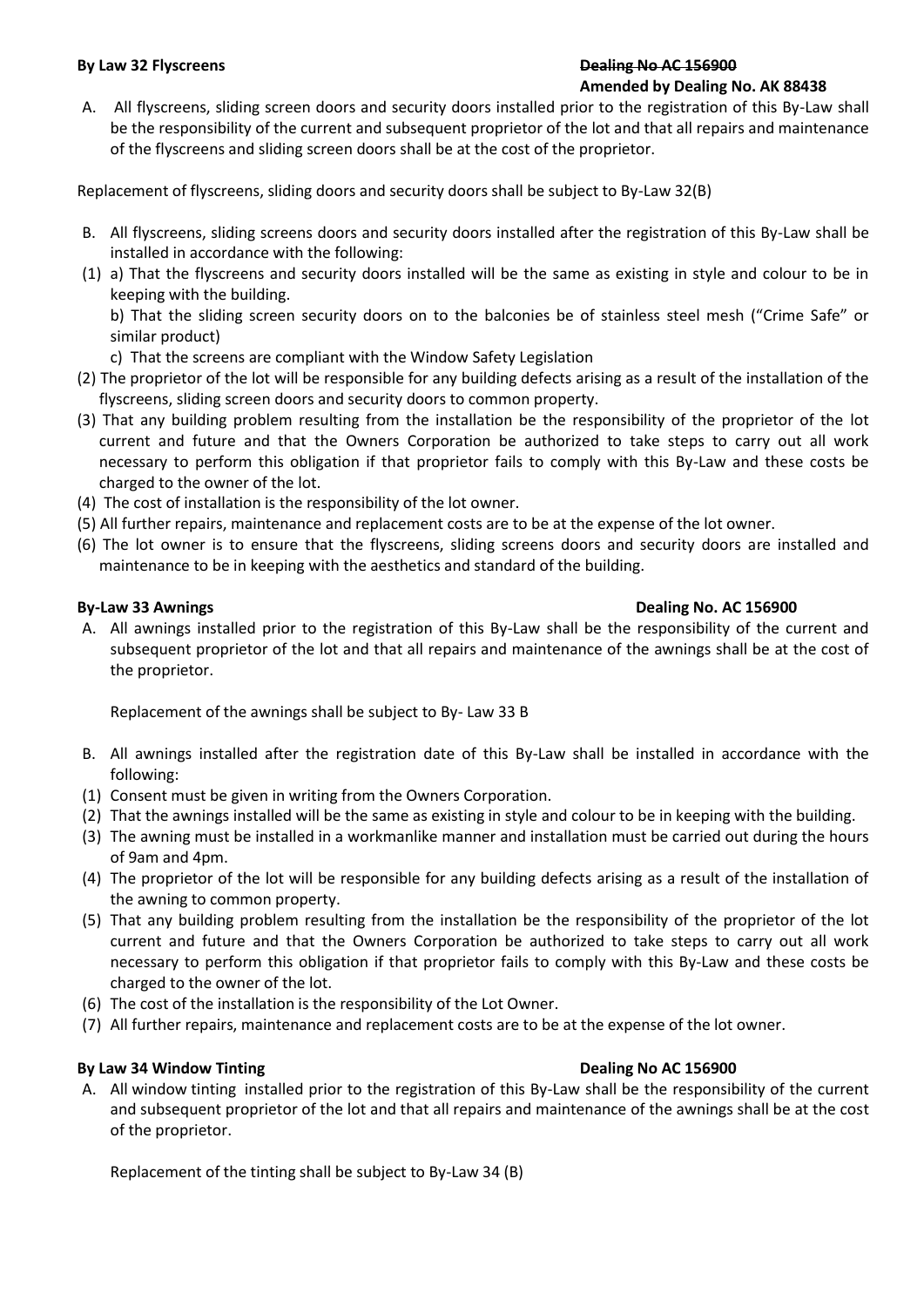**By Law 32 Flyscreens** ~~Dealing No AC 156900~~
**Amended by Dealing No. AK 88438**

A. All flyscreens, sliding screen doors and security doors installed prior to the registration of this By-Law shall be the responsibility of the current and subsequent proprietor of the lot and that all repairs and maintenance of the flyscreens and sliding screen doors shall be at the cost of the proprietor.

Replacement of flyscreens, sliding doors and security doors shall be subject to By-Law 32(B)

B. All flyscreens, sliding screens doors and security doors installed after the registration of this By-Law shall be installed in accordance with the following:

(1) a) That the flyscreens and security doors installed will be the same as existing in style and colour to be in keeping with the building.
   b) That the sliding screen security doors on to the balconies be of stainless steel mesh ("Crime Safe" or similar product)
   c) That the screens are compliant with the Window Safety Legislation

(2) The proprietor of the lot will be responsible for any building defects arising as a result of the installation of the flyscreens, sliding screen doors and security doors to common property.

(3) That any building problem resulting from the installation be the responsibility of the proprietor of the lot current and future and that the Owners Corporation be authorized to take steps to carry out all work necessary to perform this obligation if that proprietor fails to comply with this By-Law and these costs be charged to the owner of the lot.

(4) The cost of installation is the responsibility of the lot owner.

(5) All further repairs, maintenance and replacement costs are to be at the expense of the lot owner.

(6) The lot owner is to ensure that the flyscreens, sliding screens doors and security doors are installed and maintenance to be in keeping with the aesthetics and standard of the building.

**By-Law 33 Awnings** **Dealing No. AC 156900**

A. All awnings installed prior to the registration of this By-Law shall be the responsibility of the current and subsequent proprietor of the lot and that all repairs and maintenance of the awnings shall be at the cost of the proprietor.

   Replacement of the awnings shall be subject to By- Law 33 B

B. All awnings installed after the registration date of this By-Law shall be installed in accordance with the following:

(1) Consent must be given in writing from the Owners Corporation.

(2) That the awnings installed will be the same as existing in style and colour to be in keeping with the building.

(3) The awning must be installed in a workmanlike manner and installation must be carried out during the hours of 9am and 4pm.

(4) The proprietor of the lot will be responsible for any building defects arising as a result of the installation of the awning to common property.

(5) That any building problem resulting from the installation be the responsibility of the proprietor of the lot current and future and that the Owners Corporation be authorized to take steps to carry out all work necessary to perform this obligation if that proprietor fails to comply with this By-Law and these costs be charged to the owner of the lot.

(6) The cost of the installation is the responsibility of the Lot Owner.

(7) All further repairs, maintenance and replacement costs are to be at the expense of the lot owner.

**By Law 34 Window Tinting** **Dealing No AC 156900**

A. All window tinting installed prior to the registration of this By-Law shall be the responsibility of the current and subsequent proprietor of the lot and that all repairs and maintenance of the awnings shall be at the cost of the proprietor.

   Replacement of the tinting shall be subject to By-Law 34 (B)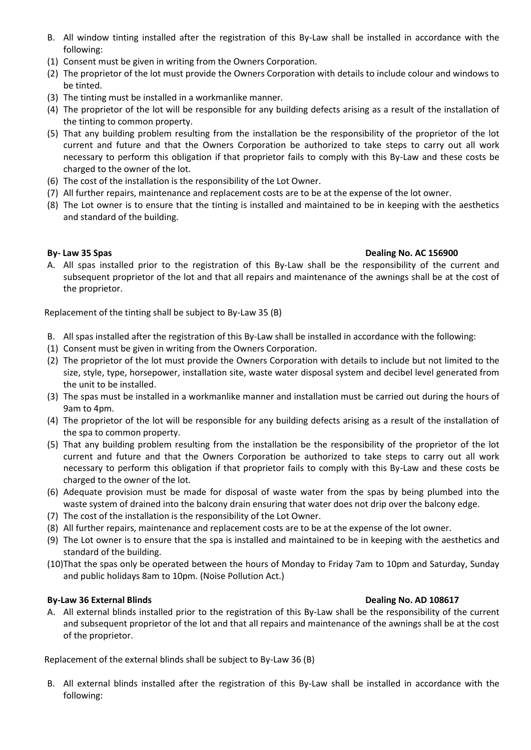B. All window tinting installed after the registration of this By-Law shall be installed in accordance with the following:

(1) Consent must be given in writing from the Owners Corporation.
(2) The proprietor of the lot must provide the Owners Corporation with details to include colour and windows to be tinted.
(3) The tinting must be installed in a workmanlike manner.
(4) The proprietor of the lot will be responsible for any building defects arising as a result of the installation of the tinting to common property.
(5) That any building problem resulting from the installation be the responsibility of the proprietor of the lot current and future and that the Owners Corporation be authorized to take steps to carry out all work necessary to perform this obligation if that proprietor fails to comply with this By-Law and these costs be charged to the owner of the lot.
(6) The cost of the installation is the responsibility of the Lot Owner.
(7) All further repairs, maintenance and replacement costs are to be at the expense of the lot owner.
(8) The Lot owner is to ensure that the tinting is installed and maintained to be in keeping with the aesthetics and standard of the building.

**By- Law 35 Spas** **Dealing No. AC 156900**

A. All spas installed prior to the registration of this By-Law shall be the responsibility of the current and subsequent proprietor of the lot and that all repairs and maintenance of the awnings shall be at the cost of the proprietor.

Replacement of the tinting shall be subject to By-Law 35 (B)

B. All spas installed after the registration of this By-Law shall be installed in accordance with the following:

(1) Consent must be given in writing from the Owners Corporation.
(2) The proprietor of the lot must provide the Owners Corporation with details to include but not limited to the size, style, type, horsepower, installation site, waste water disposal system and decibel level generated from the unit to be installed.
(3) The spas must be installed in a workmanlike manner and installation must be carried out during the hours of 9am to 4pm.
(4) The proprietor of the lot will be responsible for any building defects arising as a result of the installation of the spa to common property.
(5) That any building problem resulting from the installation be the responsibility of the proprietor of the lot current and future and that the Owners Corporation be authorized to take steps to carry out all work necessary to perform this obligation if that proprietor fails to comply with this By-Law and these costs be charged to the owner of the lot.
(6) Adequate provision must be made for disposal of waste water from the spas by being plumbed into the waste system of drained into the balcony drain ensuring that water does not drip over the balcony edge.
(7) The cost of the installation is the responsibility of the Lot Owner.
(8) All further repairs, maintenance and replacement costs are to be at the expense of the lot owner.
(9) The Lot owner is to ensure that the spa is installed and maintained to be in keeping with the aesthetics and standard of the building.
(10)That the spas only be operated between the hours of Monday to Friday 7am to 10pm and Saturday, Sunday and public holidays 8am to 10pm. (Noise Pollution Act.)

**By-Law 36 External Blinds** **Dealing No. AD 108617**

A. All external blinds installed prior to the registration of this By-Law shall be the responsibility of the current and subsequent proprietor of the lot and that all repairs and maintenance of the awnings shall be at the cost of the proprietor.

Replacement of the external blinds shall be subject to By-Law 36 (B)

B. All external blinds installed after the registration of this By-Law shall be installed in accordance with the following: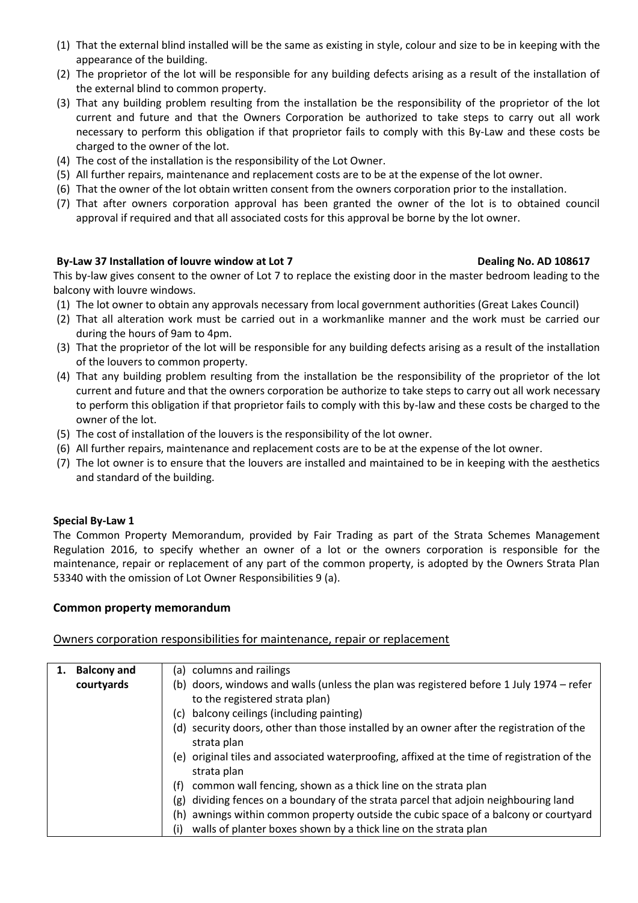(1) That the external blind installed will be the same as existing in style, colour and size to be in keeping with the appearance of the building.
(2) The proprietor of the lot will be responsible for any building defects arising as a result of the installation of the external blind to common property.
(3) That any building problem resulting from the installation be the responsibility of the proprietor of the lot current and future and that the Owners Corporation be authorized to take steps to carry out all work necessary to perform this obligation if that proprietor fails to comply with this By-Law and these costs be charged to the owner of the lot.
(4) The cost of the installation is the responsibility of the Lot Owner.
(5) All further repairs, maintenance and replacement costs are to be at the expense of the lot owner.
(6) That the owner of the lot obtain written consent from the owners corporation prior to the installation.
(7) That after owners corporation approval has been granted the owner of the lot is to obtained council approval if required and that all associated costs for this approval be borne by the lot owner.

**By-Law 37 Installation of louvre window at Lot 7** **Dealing No. AD 108617**

This by-law gives consent to the owner of Lot 7 to replace the existing door in the master bedroom leading to the balcony with louvre windows.

(1) The lot owner to obtain any approvals necessary from local government authorities (Great Lakes Council)
(2) That all alteration work must be carried out in a workmanlike manner and the work must be carried our during the hours of 9am to 4pm.
(3) That the proprietor of the lot will be responsible for any building defects arising as a result of the installation of the louvers to common property.
(4) That any building problem resulting from the installation be the responsibility of the proprietor of the lot current and future and that the owners corporation be authorize to take steps to carry out all work necessary to perform this obligation if that proprietor fails to comply with this by-law and these costs be charged to the owner of the lot.
(5) The cost of installation of the louvers is the responsibility of the lot owner.
(6) All further repairs, maintenance and replacement costs are to be at the expense of the lot owner.
(7) The lot owner is to ensure that the louvers are installed and maintained to be in keeping with the aesthetics and standard of the building.

**Special By-Law 1**

The Common Property Memorandum, provided by Fair Trading as part of the Strata Schemes Management Regulation 2016, to specify whether an owner of a lot or the owners corporation is responsible for the maintenance, repair or replacement of any part of the common property, is adopted by the Owners Strata Plan 53340 with the omission of Lot Owner Responsibilities 9 (a).

## Common property memorandum

Owners corporation responsibilities for maintenance, repair or replacement

| | |
|---|---|
| **1. Balcony and courtyards** | (a) columns and railings<br>(b) doors, windows and walls (unless the plan was registered before 1 July 1974 – refer to the registered strata plan)<br>(c) balcony ceilings (including painting)<br>(d) security doors, other than those installed by an owner after the registration of the strata plan<br>(e) original tiles and associated waterproofing, affixed at the time of registration of the strata plan<br>(f) common wall fencing, shown as a thick line on the strata plan<br>(g) dividing fences on a boundary of the strata parcel that adjoin neighbouring land<br>(h) awnings within common property outside the cubic space of a balcony or courtyard<br>(i) walls of planter boxes shown by a thick line on the strata plan |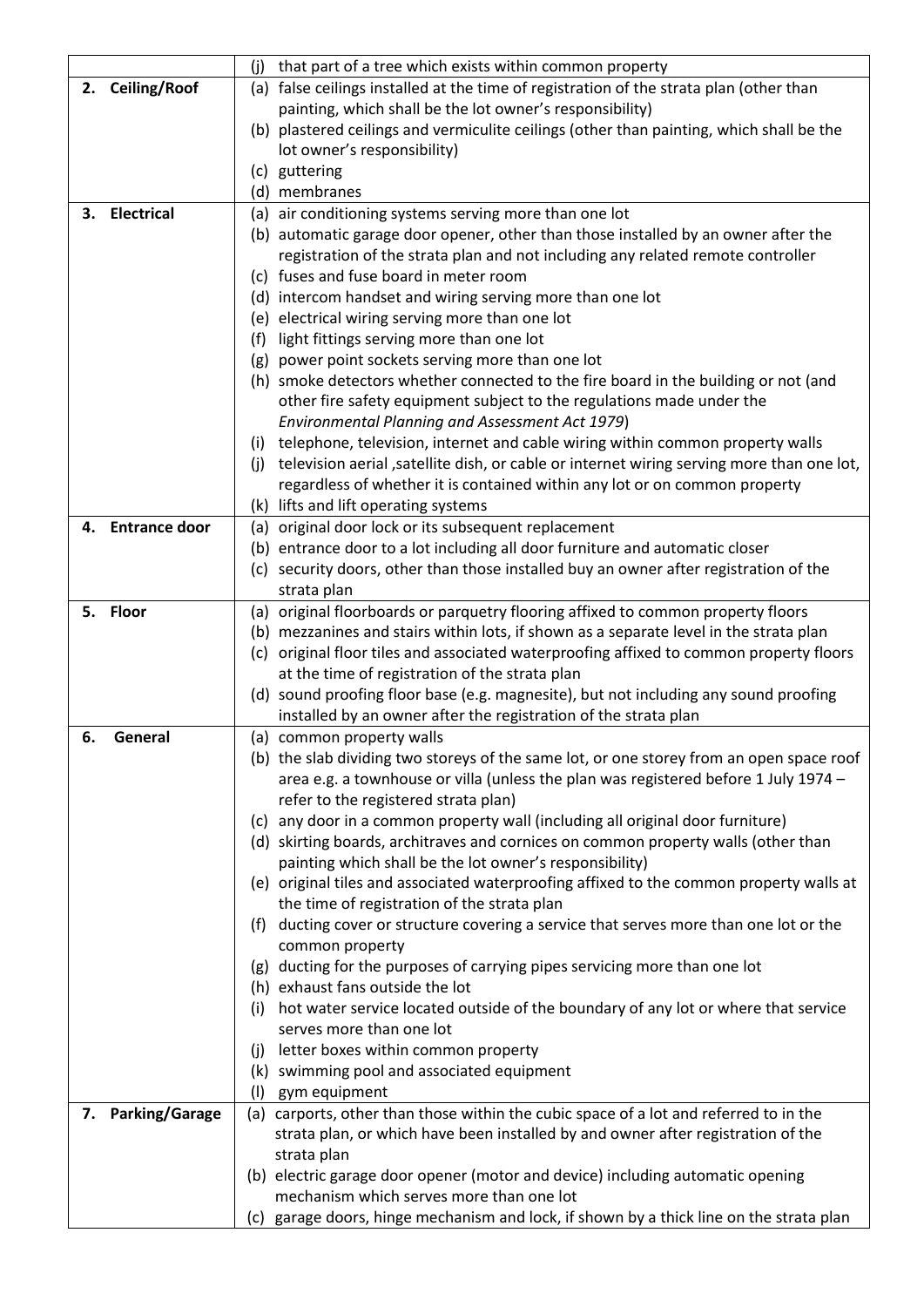| | |
|---|---|
| | (j) that part of a tree which exists within common property |
| **2. Ceiling/Roof** | (a) false ceilings installed at the time of registration of the strata plan (other than painting, which shall be the lot owner's responsibility)<br>(b) plastered ceilings and vermiculite ceilings (other than painting, which shall be the lot owner's responsibility)<br>(c) guttering<br>(d) membranes |
| **3. Electrical** | (a) air conditioning systems serving more than one lot<br>(b) automatic garage door opener, other than those installed by an owner after the registration of the strata plan and not including any related remote controller<br>(c) fuses and fuse board in meter room<br>(d) intercom handset and wiring serving more than one lot<br>(e) electrical wiring serving more than one lot<br>(f) light fittings serving more than one lot<br>(g) power point sockets serving more than one lot<br>(h) smoke detectors whether connected to the fire board in the building or not (and other fire safety equipment subject to the regulations made under the *Environmental Planning and Assessment Act 1979*)<br>(i) telephone, television, internet and cable wiring within common property walls<br>(j) television aerial ,satellite dish, or cable or internet wiring serving more than one lot, regardless of whether it is contained within any lot or on common property<br>(k) lifts and lift operating systems |
| **4. Entrance door** | (a) original door lock or its subsequent replacement<br>(b) entrance door to a lot including all door furniture and automatic closer<br>(c) security doors, other than those installed buy an owner after registration of the strata plan |
| **5. Floor** | (a) original floorboards or parquetry flooring affixed to common property floors<br>(b) mezzanines and stairs within lots, if shown as a separate level in the strata plan<br>(c) original floor tiles and associated waterproofing affixed to common property floors at the time of registration of the strata plan<br>(d) sound proofing floor base (e.g. magnesite), but not including any sound proofing installed by an owner after the registration of the strata plan |
| **6. General** | (a) common property walls<br>(b) the slab dividing two storeys of the same lot, or one storey from an open space roof area e.g. a townhouse or villa (unless the plan was registered before 1 July 1974 – refer to the registered strata plan)<br>(c) any door in a common property wall (including all original door furniture)<br>(d) skirting boards, architraves and cornices on common property walls (other than painting which shall be the lot owner's responsibility)<br>(e) original tiles and associated waterproofing affixed to the common property walls at the time of registration of the strata plan<br>(f) ducting cover or structure covering a service that serves more than one lot or the common property<br>(g) ducting for the purposes of carrying pipes servicing more than one lot<br>(h) exhaust fans outside the lot<br>(i) hot water service located outside of the boundary of any lot or where that service serves more than one lot<br>(j) letter boxes within common property<br>(k) swimming pool and associated equipment<br>(l) gym equipment |
| **7. Parking/Garage** | (a) carports, other than those within the cubic space of a lot and referred to in the strata plan, or which have been installed by and owner after registration of the strata plan<br>(b) electric garage door opener (motor and device) including automatic opening mechanism which serves more than one lot<br>(c) garage doors, hinge mechanism and lock, if shown by a thick line on the strata plan |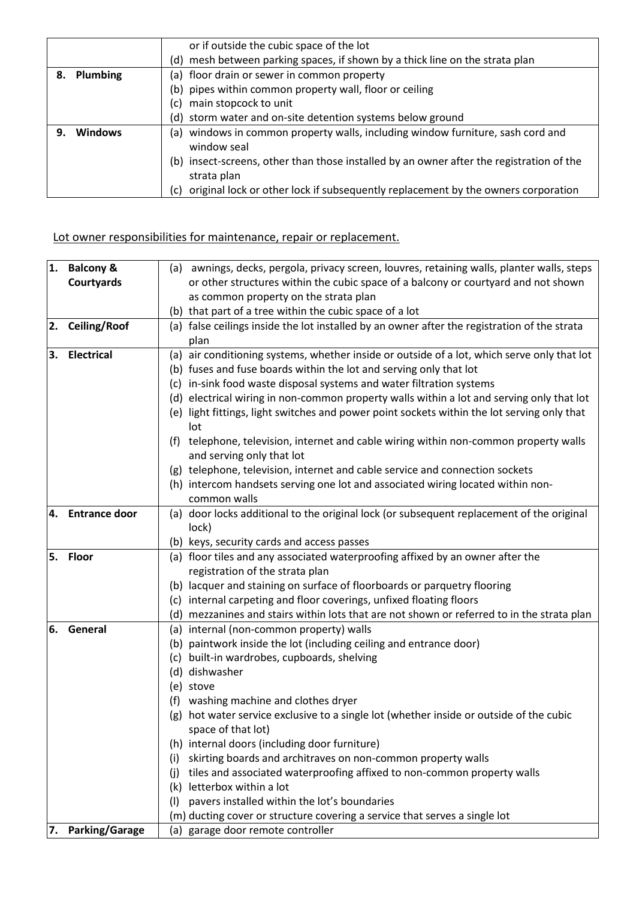| | |
|---|---|
| | or if outside the cubic space of the lot<br>(d) mesh between parking spaces, if shown by a thick line on the strata plan |
| **8. Plumbing** | (a) floor drain or sewer in common property<br>(b) pipes within common property wall, floor or ceiling<br>(c) main stopcock to unit<br>(d) storm water and on-site detention systems below ground |
| **9. Windows** | (a) windows in common property walls, including window furniture, sash cord and window seal<br>(b) insect-screens, other than those installed by an owner after the registration of the strata plan<br>(c) original lock or other lock if subsequently replacement by the owners corporation |

<u>Lot owner responsibilities for maintenance, repair or replacement.</u>

| | |
|---|---|
| **1. Balcony & Courtyards** | (a) awnings, decks, pergola, privacy screen, louvres, retaining walls, planter walls, steps or other structures within the cubic space of a balcony or courtyard and not shown as common property on the strata plan<br>(b) that part of a tree within the cubic space of a lot |
| **2. Ceiling/Roof** | (a) false ceilings inside the lot installed by an owner after the registration of the strata plan |
| **3. Electrical** | (a) air conditioning systems, whether inside or outside of a lot, which serve only that lot<br>(b) fuses and fuse boards within the lot and serving only that lot<br>(c) in-sink food waste disposal systems and water filtration systems<br>(d) electrical wiring in non-common property walls within a lot and serving only that lot<br>(e) light fittings, light switches and power point sockets within the lot serving only that lot<br>(f) telephone, television, internet and cable wiring within non-common property walls and serving only that lot<br>(g) telephone, television, internet and cable service and connection sockets<br>(h) intercom handsets serving one lot and associated wiring located within non-common walls |
| **4. Entrance door** | (a) door locks additional to the original lock (or subsequent replacement of the original lock)<br>(b) keys, security cards and access passes |
| **5. Floor** | (a) floor tiles and any associated waterproofing affixed by an owner after the registration of the strata plan<br>(b) lacquer and staining on surface of floorboards or parquetry flooring<br>(c) internal carpeting and floor coverings, unfixed floating floors<br>(d) mezzanines and stairs within lots that are not shown or referred to in the strata plan |
| **6. General** | (a) internal (non-common property) walls<br>(b) paintwork inside the lot (including ceiling and entrance door)<br>(c) built-in wardrobes, cupboards, shelving<br>(d) dishwasher<br>(e) stove<br>(f) washing machine and clothes dryer<br>(g) hot water service exclusive to a single lot (whether inside or outside of the cubic space of that lot)<br>(h) internal doors (including door furniture)<br>(i) skirting boards and architraves on non-common property walls<br>(j) tiles and associated waterproofing affixed to non-common property walls<br>(k) letterbox within a lot<br>(l) pavers installed within the lot's boundaries<br>(m) ducting cover or structure covering a service that serves a single lot |
| **7. Parking/Garage** | (a) garage door remote controller |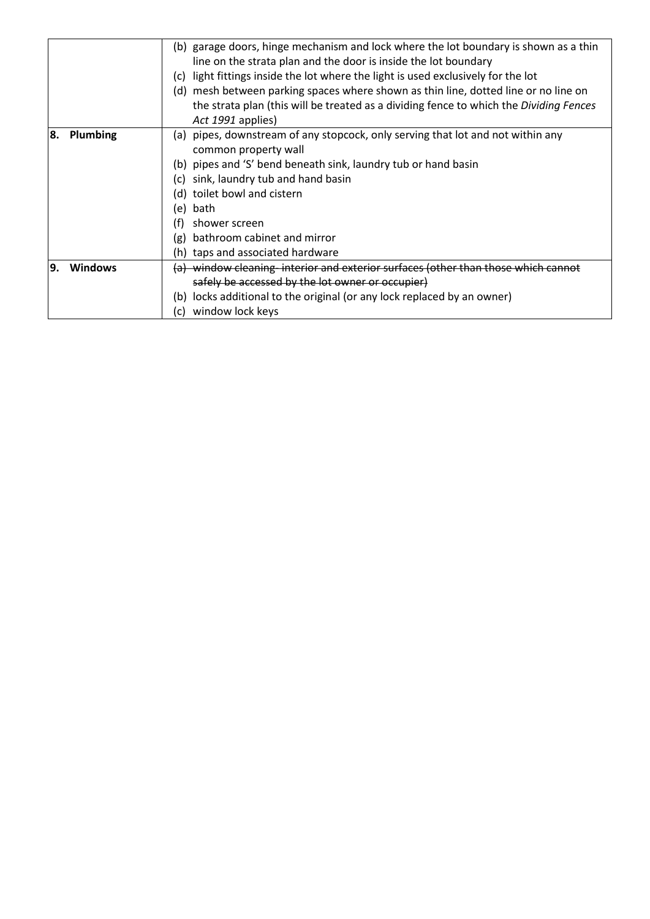| | |
|---|---|
| | (b) garage doors, hinge mechanism and lock where the lot boundary is shown as a thin line on the strata plan and the door is inside the lot boundary<br>(c) light fittings inside the lot where the light is used exclusively for the lot<br>(d) mesh between parking spaces where shown as thin line, dotted line or no line on the strata plan (this will be treated as a dividing fence to which the *Dividing Fences Act 1991* applies) |
| **8. Plumbing** | (a) pipes, downstream of any stopcock, only serving that lot and not within any common property wall<br>(b) pipes and 'S' bend beneath sink, laundry tub or hand basin<br>(c) sink, laundry tub and hand basin<br>(d) toilet bowl and cistern<br>(e) bath<br>(f) shower screen<br>(g) bathroom cabinet and mirror<br>(h) taps and associated hardware |
| **9. Windows** | ~~(a) window cleaning- interior and exterior surfaces (other than those which cannot safely be accessed by the lot owner or occupier)~~<br>(b) locks additional to the original (or any lock replaced by an owner)<br>(c) window lock keys |